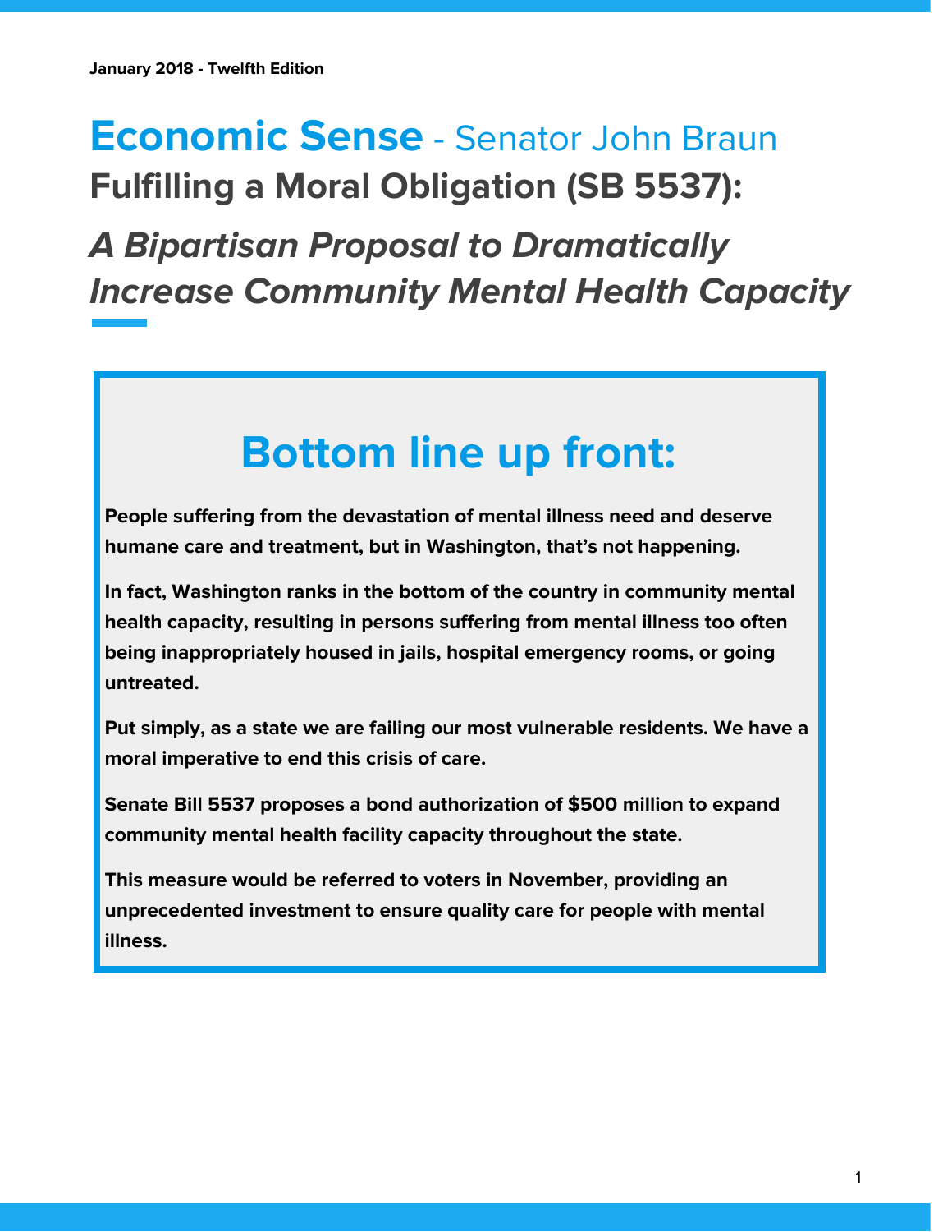**January 2018 - Twelfth Edition**

# Economic Sense - Senator John Braun

## Fulfilling a Moral Obligation (SB 5537):

## *A Bipartisan Proposal to Dramatically Increase Community Mental Health Capacity*

## Bottom line up front:

**People suffering from the devastation of mental illness need and deserve humane care and treatment, but in Washington, that's not happening.**

**In fact, Washington ranks in the bottom of the country in community mental health capacity, resulting in persons suffering from mental illness too often being inappropriately housed in jails, hospital emergency rooms, or going untreated.**

**Put simply, as a state we are failing our most vulnerable residents. We have a moral imperative to end this crisis of care.**

**Senate Bill 5537 proposes a bond authorization of $500 million to expand community mental health facility capacity throughout the state.**

**This measure would be referred to voters in November, providing an unprecedented investment to ensure quality care for people with mental illness.**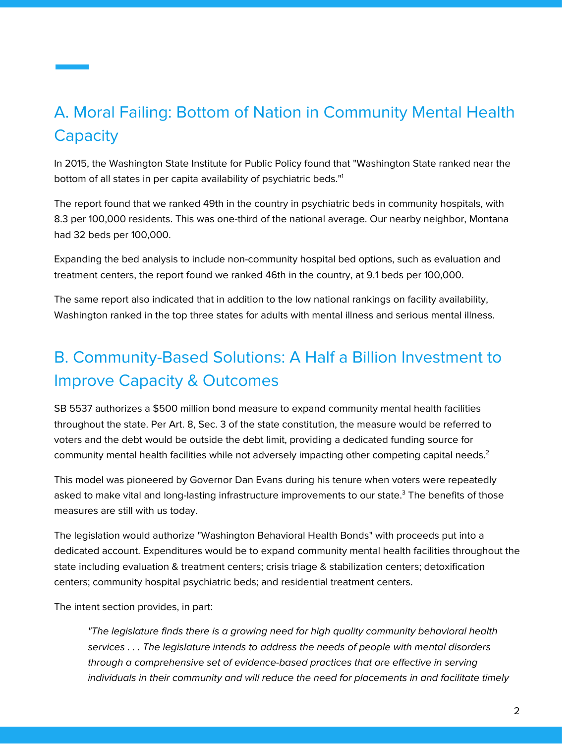## A. Moral Failing: Bottom of Nation in Community Mental Health Capacity

In 2015, the Washington State Institute for Public Policy found that "Washington State ranked near the bottom of all states in per capita availability of psychiatric beds."[1]

The report found that we ranked 49th in the country in psychiatric beds in community hospitals, with 8.3 per 100,000 residents. This was one-third of the national average. Our nearby neighbor, Montana had 32 beds per 100,000.

Expanding the bed analysis to include non-community hospital bed options, such as evaluation and treatment centers, the report found we ranked 46th in the country, at 9.1 beds per 100,000.

The same report also indicated that in addition to the low national rankings on facility availability, Washington ranked in the top three states for adults with mental illness and serious mental illness.

## B. Community-Based Solutions: A Half a Billion Investment to Improve Capacity & Outcomes

SB 5537 authorizes a $500 million bond measure to expand community mental health facilities throughout the state. Per Art. 8, Sec. 3 of the state constitution, the measure would be referred to voters and the debt would be outside the debt limit, providing a dedicated funding source for community mental health facilities while not adversely impacting other competing capital needs.[2]

This model was pioneered by Governor Dan Evans during his tenure when voters were repeatedly asked to make vital and long-lasting infrastructure improvements to our state.[3] The benefits of those measures are still with us today.

The legislation would authorize "Washington Behavioral Health Bonds" with proceeds put into a dedicated account. Expenditures would be to expand community mental health facilities throughout the state including evaluation & treatment centers; crisis triage & stabilization centers; detoxification centers; community hospital psychiatric beds; and residential treatment centers.

The intent section provides, in part:

> *"The legislature finds there is a growing need for high quality community behavioral health services . . . The legislature intends to address the needs of people with mental disorders through a comprehensive set of evidence-based practices that are effective in serving individuals in their community and will reduce the need for placements in and facilitate timely*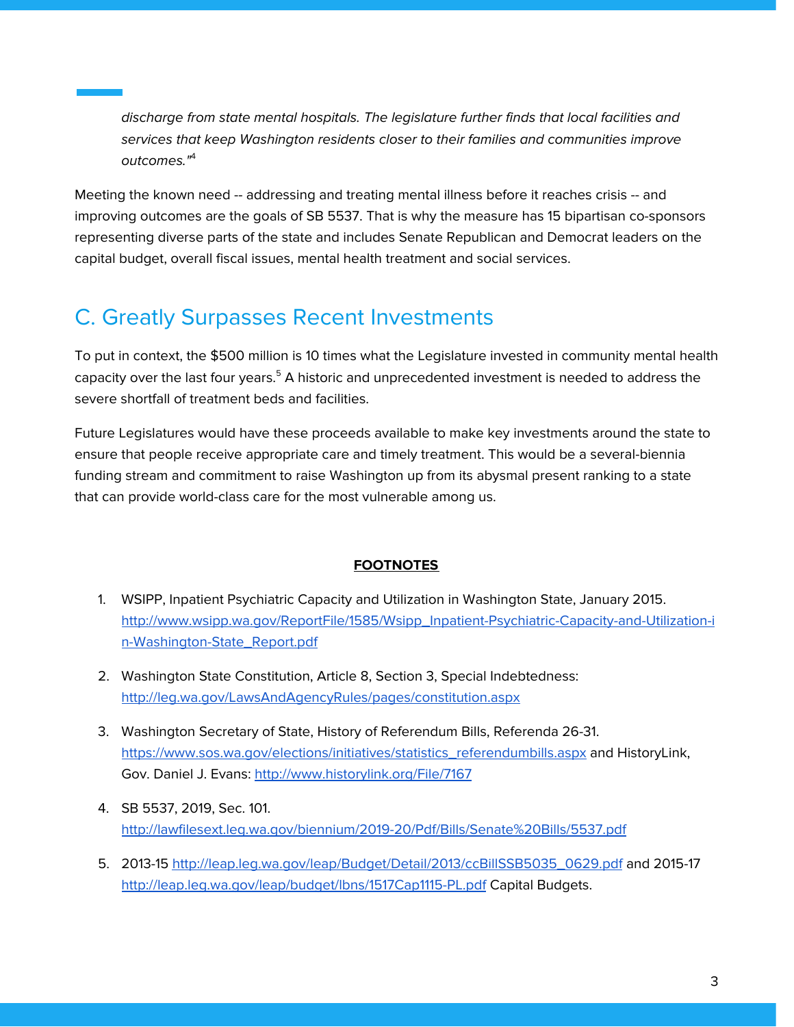*discharge from state mental hospitals. The legislature further finds that local facilities and services that keep Washington residents closer to their families and communities improve outcomes."*[4]

Meeting the known need -- addressing and treating mental illness before it reaches crisis -- and improving outcomes are the goals of SB 5537. That is why the measure has 15 bipartisan co-sponsors representing diverse parts of the state and includes Senate Republican and Democrat leaders on the capital budget, overall fiscal issues, mental health treatment and social services.

## C. Greatly Surpasses Recent Investments

To put in context, the $500 million is 10 times what the Legislature invested in community mental health capacity over the last four years.[5] A historic and unprecedented investment is needed to address the severe shortfall of treatment beds and facilities.

Future Legislatures would have these proceeds available to make key investments around the state to ensure that people receive appropriate care and timely treatment. This would be a several-biennia funding stream and commitment to raise Washington up from its abysmal present ranking to a state that can provide world-class care for the most vulnerable among us.

**FOOTNOTES**

1. WSIPP, Inpatient Psychiatric Capacity and Utilization in Washington State, January 2015. http://www.wsipp.wa.gov/ReportFile/1585/Wsipp_Inpatient-Psychiatric-Capacity-and-Utilization-in-Washington-State_Report.pdf
2. Washington State Constitution, Article 8, Section 3, Special Indebtedness: http://leg.wa.gov/LawsAndAgencyRules/pages/constitution.aspx
3. Washington Secretary of State, History of Referendum Bills, Referenda 26-31. https://www.sos.wa.gov/elections/initiatives/statistics_referendumbills.aspx and HistoryLink, Gov. Daniel J. Evans: http://www.historylink.org/File/7167
4. SB 5537, 2019, Sec. 101. http://lawfilesext.leg.wa.gov/biennium/2019-20/Pdf/Bills/Senate%20Bills/5537.pdf
5. 2013-15 http://leap.leg.wa.gov/leap/Budget/Detail/2013/ccBillSSB5035_0629.pdf and 2015-17 http://leap.leg.wa.gov/leap/budget/lbns/1517Cap1115-PL.pdf Capital Budgets.